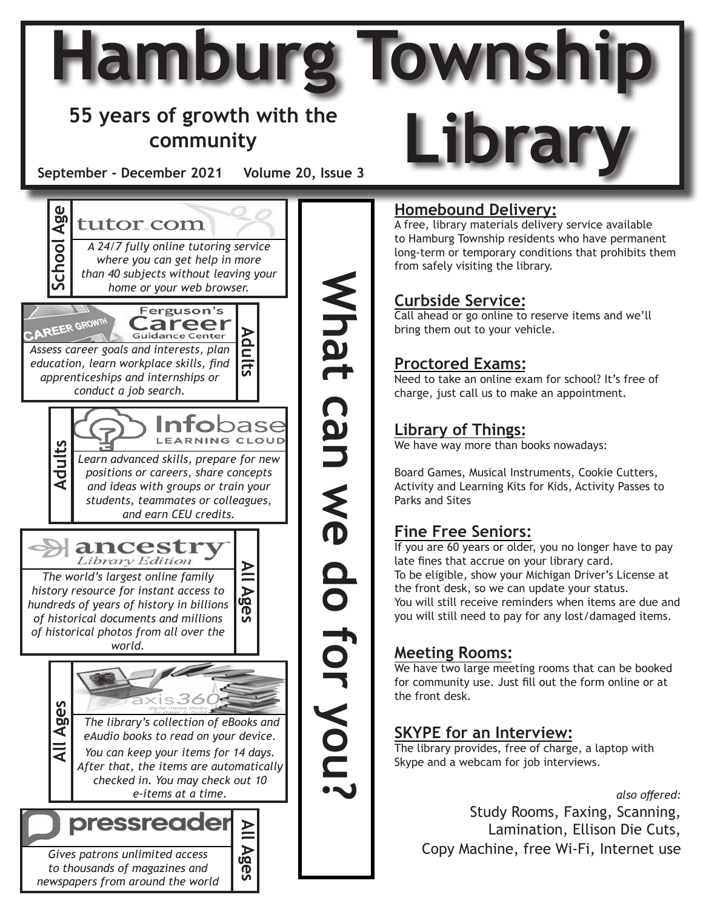# Hamburg Township Library

**55 years of growth with the community**

**September - December 2021 Volume 20, Issue 3**

## What can we do for you?

**School Age**

**tutor.com**

*A 24/7 fully online tutoring service where you can get help in more than 40 subjects without leaving your home or your web browser.*

**Adults**

**Ferguson's Career Guidance Center**

*Assess career goals and interests, plan education, learn workplace skills, find apprenticeships and internships or conduct a job search.*

**Adults**

**Infobase Learning Cloud**

*Learn advanced skills, prepare for new positions or careers, share concepts and ideas with groups or train your students, teammates or colleagues, and earn CEU credits.*

**All Ages**

**ancestry Library Edition**

*The world's largest online family history resource for instant access to hundreds of years of history in billions of historical documents and millions of historical photos from all over the world.*

**All Ages**

**axis360**

*The library's collection of eBooks and eAudio books to read on your device. You can keep your items for 14 days. After that, the items are automatically checked in. You may check out 10 e-items at a time.*

**All Ages**

**pressreader**

*Gives patrons unlimited access to thousands of magazines and newspapers from around the world*

### Homebound Delivery:

A free, library materials delivery service available to Hamburg Township residents who have permanent long-term or temporary conditions that prohibits them from safely visiting the library.

### Curbside Service:

Call ahead or go online to reserve items and we'll bring them out to your vehicle.

### Proctored Exams:

Need to take an online exam for school? It's free of charge, just call us to make an appointment.

### Library of Things:

We have way more than books nowadays:

Board Games, Musical Instruments, Cookie Cutters, Activity and Learning Kits for Kids, Activity Passes to Parks and Sites

### Fine Free Seniors:

If you are 60 years or older, you no longer have to pay late fines that accrue on your library card.
To be eligible, show your Michigan Driver's License at the front desk, so we can update your status.
You will still receive reminders when items are due and you will still need to pay for any lost/damaged items.

### Meeting Rooms:

We have two large meeting rooms that can be booked for community use. Just fill out the form online or at the front desk.

### SKYPE for an Interview:

The library provides, free of charge, a laptop with Skype and a webcam for job interviews.

*also offered:*

Study Rooms, Faxing, Scanning, Lamination, Ellison Die Cuts, Copy Machine, free Wi-Fi, Internet use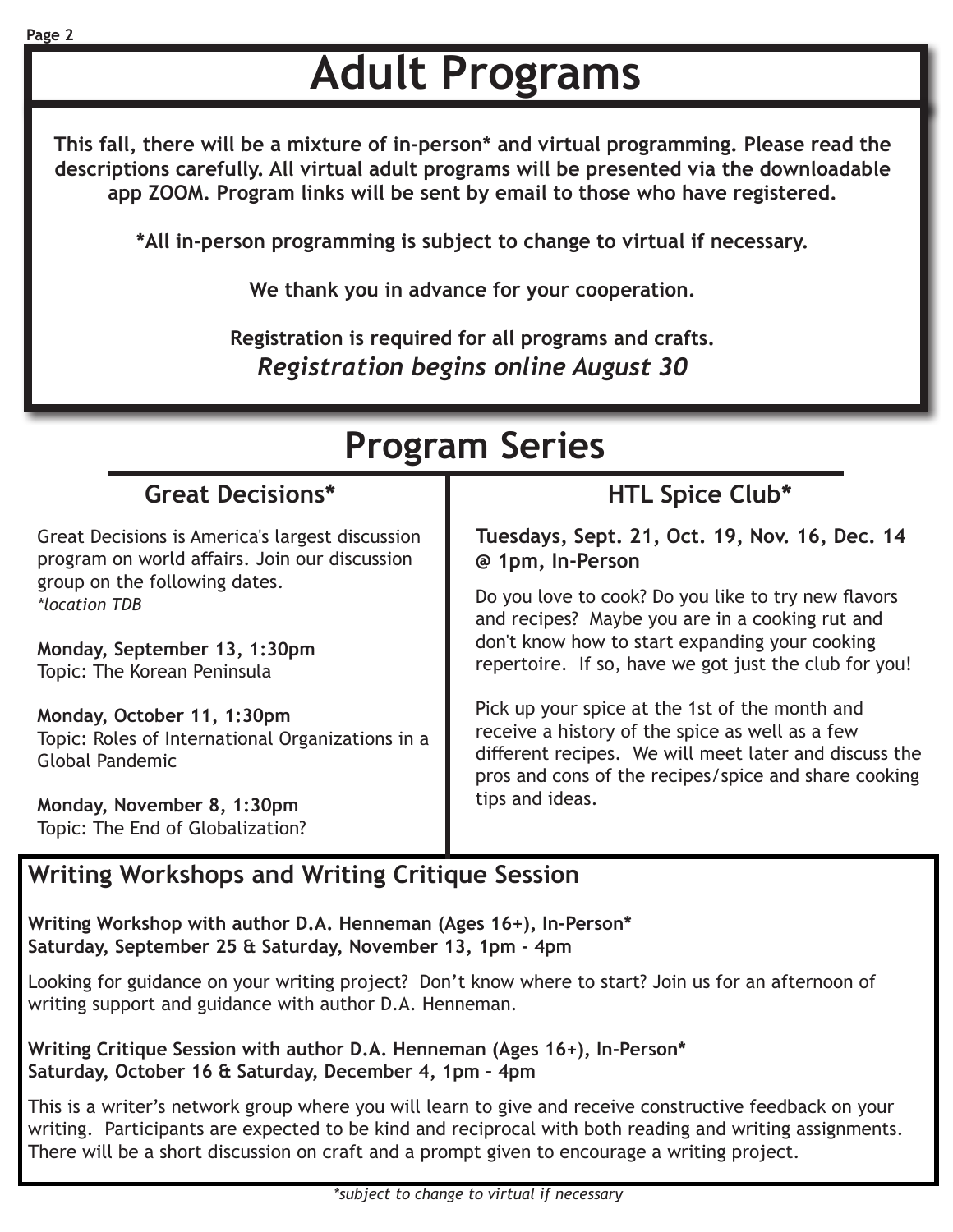# Adult Programs

**This fall, there will be a mixture of in-person* and virtual programming. Please read the descriptions carefully. All virtual adult programs will be presented via the downloadable app ZOOM. Program links will be sent by email to those who have registered.**

***All in-person programming is subject to change to virtual if necessary.**

**We thank you in advance for your cooperation.**

**Registration is required for all programs and crafts.**
***Registration begins online August 30***

# Program Series

## Great Decisions*

Great Decisions is America's largest discussion program on world affairs. Join our discussion group on the following dates.
*\*location TDB*

**Monday, September 13, 1:30pm**
Topic: The Korean Peninsula

**Monday, October 11, 1:30pm**
Topic: Roles of International Organizations in a Global Pandemic

**Monday, November 8, 1:30pm**
Topic: The End of Globalization?

## HTL Spice Club*

**Tuesdays, Sept. 21, Oct. 19, Nov. 16, Dec. 14 @ 1pm, In-Person**

Do you love to cook? Do you like to try new flavors and recipes? Maybe you are in a cooking rut and don't know how to start expanding your cooking repertoire. If so, have we got just the club for you!

Pick up your spice at the 1st of the month and receive a history of the spice as well as a few different recipes. We will meet later and discuss the pros and cons of the recipes/spice and share cooking tips and ideas.

## Writing Workshops and Writing Critique Session

**Writing Workshop with author D.A. Henneman (Ages 16+), In-Person***
**Saturday, September 25 & Saturday, November 13, 1pm - 4pm**

Looking for guidance on your writing project? Don't know where to start? Join us for an afternoon of writing support and guidance with author D.A. Henneman.

**Writing Critique Session with author D.A. Henneman (Ages 16+), In-Person***
**Saturday, October 16 & Saturday, December 4, 1pm - 4pm**

This is a writer's network group where you will learn to give and receive constructive feedback on your writing. Participants are expected to be kind and reciprocal with both reading and writing assignments. There will be a short discussion on craft and a prompt given to encourage a writing project.

*\*subject to change to virtual if necessary*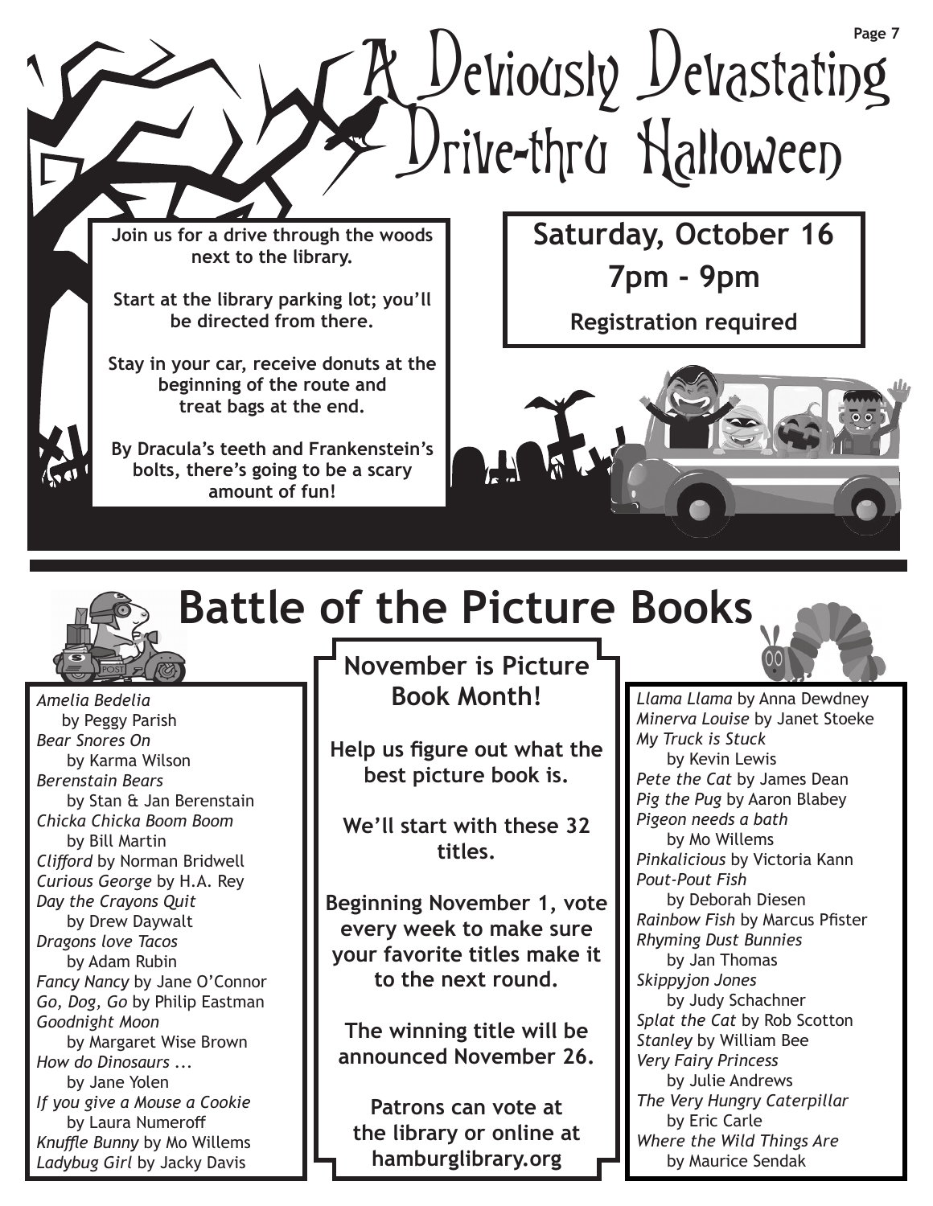# A Deviously Devastating Drive-thru Halloween

**Join us for a drive through the woods next to the library.**

**Start at the library parking lot; you'll be directed from there.**

**Stay in your car, receive donuts at the beginning of the route and treat bags at the end.**

**By Dracula's teeth and Frankenstein's bolts, there's going to be a scary amount of fun!**

**Saturday, October 16**

**7pm - 9pm**

**Registration required**

# Battle of the Picture Books

**November is Picture Book Month!**

**Help us figure out what the best picture book is.**

**We'll start with these 32 titles.**

**Beginning November 1, vote every week to make sure your favorite titles make it to the next round.**

**The winning title will be announced November 26.**

**Patrons can vote at the library or online at hamburglibrary.org**

*Amelia Bedelia* by Peggy Parish
*Bear Snores On* by Karma Wilson
*Berenstain Bears* by Stan & Jan Berenstain
*Chicka Chicka Boom Boom* by Bill Martin
*Clifford* by Norman Bridwell
*Curious George* by H.A. Rey
*Day the Crayons Quit* by Drew Daywalt
*Dragons love Tacos* by Adam Rubin
*Fancy Nancy* by Jane O'Connor
*Go, Dog, Go* by Philip Eastman
*Goodnight Moon* by Margaret Wise Brown
*How do Dinosaurs ...* by Jane Yolen
*If you give a Mouse a Cookie* by Laura Numeroff
*Knuffle Bunny* by Mo Willems
*Ladybug Girl* by Jacky Davis
*Llama Llama* by Anna Dewdney
*Minerva Louise* by Janet Stoeke
*My Truck is Stuck* by Kevin Lewis
*Pete the Cat* by James Dean
*Pig the Pug* by Aaron Blabey
*Pigeon needs a bath* by Mo Willems
*Pinkalicious* by Victoria Kann
*Pout-Pout Fish* by Deborah Diesen
*Rainbow Fish* by Marcus Pfister
*Rhyming Dust Bunnies* by Jan Thomas
*Skippyjon Jones* by Judy Schachner
*Splat the Cat* by Rob Scotton
*Stanley* by William Bee
*Very Fairy Princess* by Julie Andrews
*The Very Hungry Caterpillar* by Eric Carle
*Where the Wild Things Are* by Maurice Sendak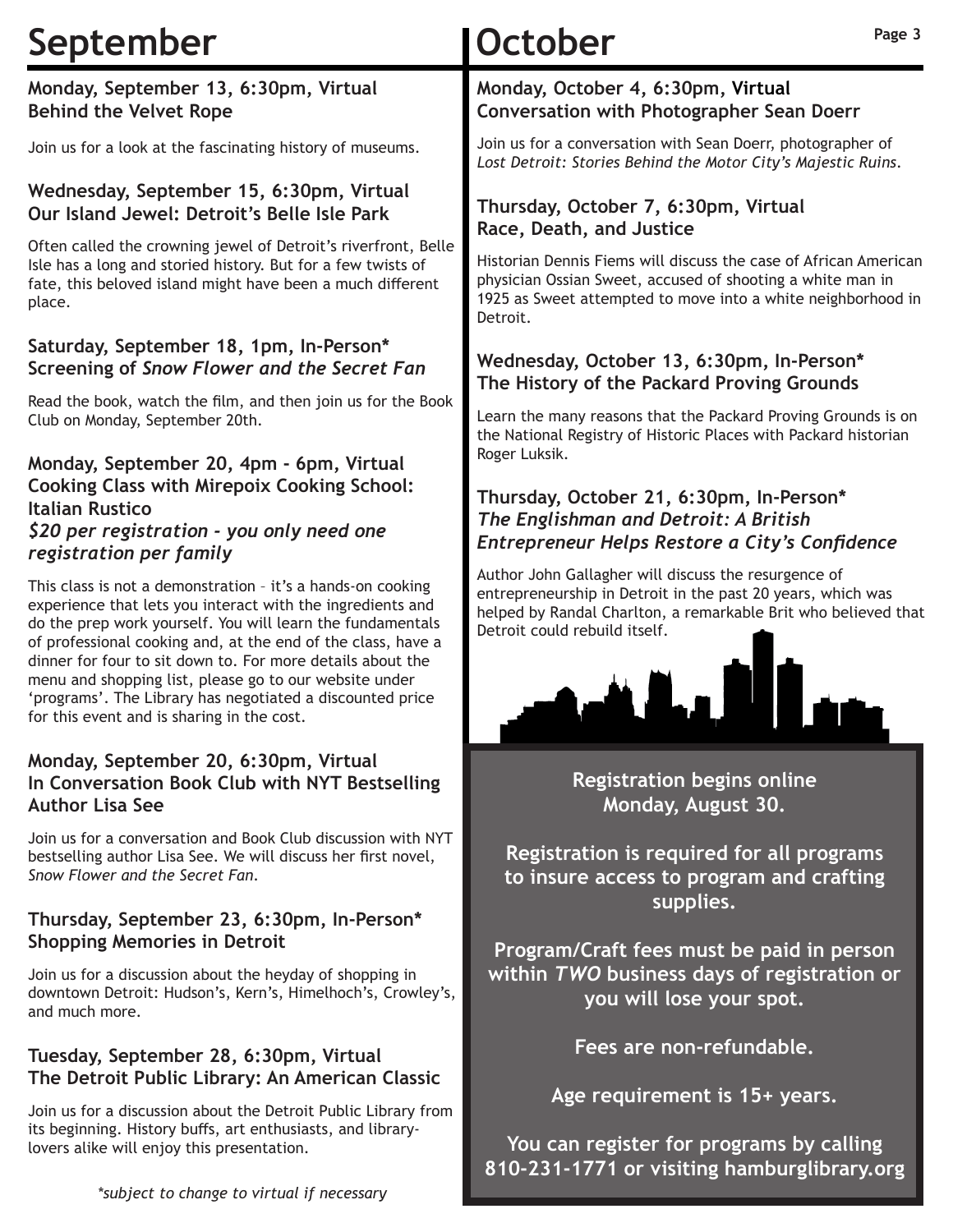# September

### Monday, September 13, 6:30pm, Virtual
### Behind the Velvet Rope

Join us for a look at the fascinating history of museums.

### Wednesday, September 15, 6:30pm, Virtual
### Our Island Jewel: Detroit's Belle Isle Park

Often called the crowning jewel of Detroit's riverfront, Belle Isle has a long and storied history. But for a few twists of fate, this beloved island might have been a much different place.

### Saturday, September 18, 1pm, In-Person*
### Screening of *Snow Flower and the Secret Fan*

Read the book, watch the film, and then join us for the Book Club on Monday, September 20th.

### Monday, September 20, 4pm - 6pm, Virtual
### Cooking Class with Mirepoix Cooking School: Italian Rustico
### *$20 per registration - you only need one registration per family*

This class is not a demonstration – it's a hands-on cooking experience that lets you interact with the ingredients and do the prep work yourself. You will learn the fundamentals of professional cooking and, at the end of the class, have a dinner for four to sit down to. For more details about the menu and shopping list, please go to our website under 'programs'. The Library has negotiated a discounted price for this event and is sharing in the cost.

### Monday, September 20, 6:30pm, Virtual
### In Conversation Book Club with NYT Bestselling Author Lisa See

Join us for a conversation and Book Club discussion with NYT bestselling author Lisa See. We will discuss her first novel, *Snow Flower and the Secret Fan*.

### Thursday, September 23, 6:30pm, In-Person*
### Shopping Memories in Detroit

Join us for a discussion about the heyday of shopping in downtown Detroit: Hudson's, Kern's, Himelhoch's, Crowley's, and much more.

### Tuesday, September 28, 6:30pm, Virtual
### The Detroit Public Library: An American Classic

Join us for a discussion about the Detroit Public Library from its beginning. History buffs, art enthusiasts, and library-lovers alike will enjoy this presentation.

*\*subject to change to virtual if necessary*

# October

### Monday, October 4, 6:30pm, Virtual
### Conversation with Photographer Sean Doerr

Join us for a conversation with Sean Doerr, photographer of *Lost Detroit: Stories Behind the Motor City's Majestic Ruins*.

### Thursday, October 7, 6:30pm, Virtual
### Race, Death, and Justice

Historian Dennis Fiems will discuss the case of African American physician Ossian Sweet, accused of shooting a white man in 1925 as Sweet attempted to move into a white neighborhood in Detroit.

### Wednesday, October 13, 6:30pm, In-Person*
### The History of the Packard Proving Grounds

Learn the many reasons that the Packard Proving Grounds is on the National Registry of Historic Places with Packard historian Roger Luksik.

### Thursday, October 21, 6:30pm, In-Person*
### *The Englishman and Detroit: A British Entrepreneur Helps Restore a City's Confidence*

Author John Gallagher will discuss the resurgence of entrepreneurship in Detroit in the past 20 years, which was helped by Randal Charlton, a remarkable Brit who believed that Detroit could rebuild itself.

**Registration begins online Monday, August 30.**

**Registration is required for all programs to insure access to program and crafting supplies.**

**Program/Craft fees must be paid in person within *TWO* business days of registration or you will lose your spot.**

**Fees are non-refundable.**

**Age requirement is 15+ years.**

**You can register for programs by calling 810-231-1771 or visiting hamburglibrary.org**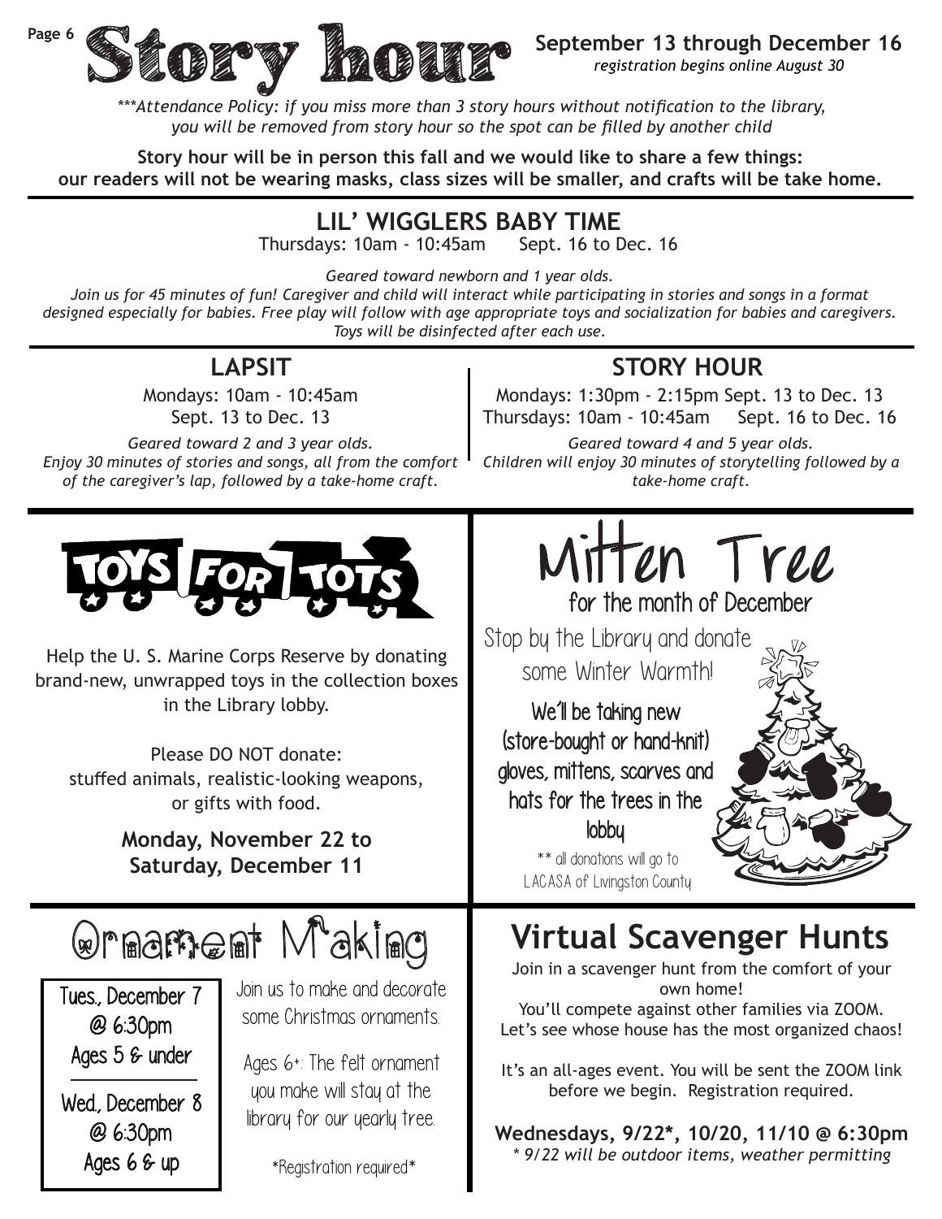# Story hour

**September 13 through December 16**
*registration begins online August 30*

*\*\*\*Attendance Policy: if you miss more than 3 story hours without notification to the library, you will be removed from story hour so the spot can be filled by another child*

**Story hour will be in person this fall and we would like to share a few things: our readers will not be wearing masks, class sizes will be smaller, and crafts will be take home.**

## LIL' WIGGLERS BABY TIME

Thursdays: 10am - 10:45am Sept. 16 to Dec. 16

*Geared toward newborn and 1 year olds.*
*Join us for 45 minutes of fun! Caregiver and child will interact while participating in stories and songs in a format designed especially for babies. Free play will follow with age appropriate toys and socialization for babies and caregivers. Toys will be disinfected after each use.*

## LAPSIT

Mondays: 10am - 10:45am
Sept. 13 to Dec. 13

*Geared toward 2 and 3 year olds.*
*Enjoy 30 minutes of stories and songs, all from the comfort of the caregiver's lap, followed by a take-home craft.*

## STORY HOUR

Mondays: 1:30pm - 2:15pm Sept. 13 to Dec. 13
Thursdays: 10am - 10:45am Sept. 16 to Dec. 16

*Geared toward 4 and 5 year olds.*
*Children will enjoy 30 minutes of storytelling followed by a take-home craft.*

## TOYS FOR TOTS

Help the U. S. Marine Corps Reserve by donating brand-new, unwrapped toys in the collection boxes in the Library lobby.

Please DO NOT donate:
stuffed animals, realistic-looking weapons, or gifts with food.

**Monday, November 22 to Saturday, December 11**

## Mitten Tree

for the month of December

Stop by the Library and donate some Winter Warmth!

We'll be taking new (store-bought or hand-knit) gloves, mittens, scarves and hats for the trees in the lobby

\*\* all donations will go to LACASA of Livingston County

## Ornament Making

Tues., December 7
@ 6:30pm
Ages 5 & under

Wed., December 8
@ 6:30pm
Ages 6 & up

Join us to make and decorate some Christmas ornaments.

Ages 6+: The felt ornament you make will stay at the library for our yearly tree.

\*Registration required\*

## Virtual Scavenger Hunts

Join in a scavenger hunt from the comfort of your own home!
You'll compete against other families via ZOOM.
Let's see whose house has the most organized chaos!

It's an all-ages event. You will be sent the ZOOM link before we begin. Registration required.

**Wednesdays, 9/22\*, 10/20, 11/10 @ 6:30pm**
*\* 9/22 will be outdoor items, weather permitting*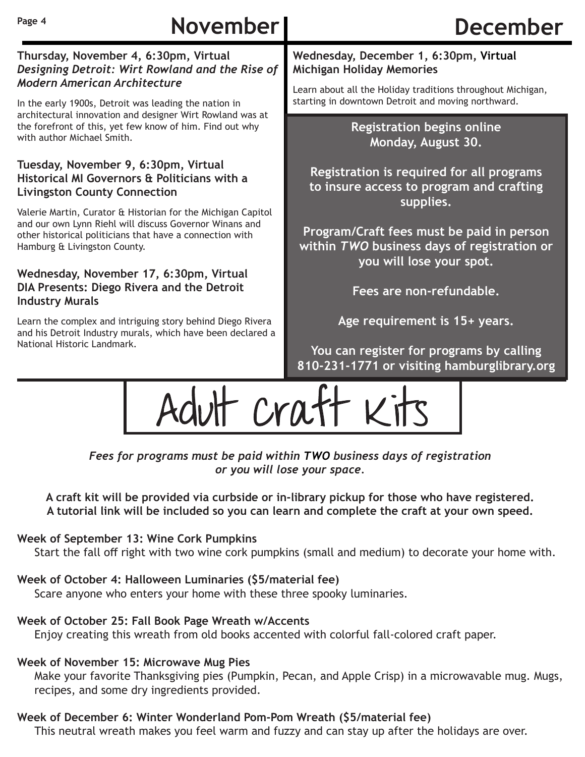# November

**Thursday, November 4, 6:30pm, Virtual**
***Designing Detroit: Wirt Rowland and the Rise of Modern American Architecture***

In the early 1900s, Detroit was leading the nation in architectural innovation and designer Wirt Rowland was at the forefront of this, yet few know of him. Find out why with author Michael Smith.

**Tuesday, November 9, 6:30pm, Virtual**
**Historical MI Governors & Politicians with a Livingston County Connection**

Valerie Martin, Curator & Historian for the Michigan Capitol and our own Lynn Riehl will discuss Governor Winans and other historical politicians that have a connection with Hamburg & Livingston County.

**Wednesday, November 17, 6:30pm, Virtual**
**DIA Presents: Diego Rivera and the Detroit Industry Murals**

Learn the complex and intriguing story behind Diego Rivera and his Detroit Industry murals, which have been declared a National Historic Landmark.

# December

**Wednesday, December 1, 6:30pm, Virtual**
**Michigan Holiday Memories**

Learn about all the Holiday traditions throughout Michigan, starting in downtown Detroit and moving northward.

**Registration begins online Monday, August 30.**

**Registration is required for all programs to insure access to program and crafting supplies.**

**Program/Craft fees must be paid in person within *TWO* business days of registration or you will lose your spot.**

**Fees are non-refundable.**

**Age requirement is 15+ years.**

**You can register for programs by calling 810-231-1771 or visiting hamburglibrary.org**

# Adult Craft Kits

***Fees for programs must be paid within TWO business days of registration or you will lose your space.***

**A craft kit will be provided via curbside or in-library pickup for those who have registered. A tutorial link will be included so you can learn and complete the craft at your own speed.**

**Week of September 13: Wine Cork Pumpkins**
Start the fall off right with two wine cork pumpkins (small and medium) to decorate your home with.

**Week of October 4: Halloween Luminaries ($5/material fee)**
Scare anyone who enters your home with these three spooky luminaries.

**Week of October 25: Fall Book Page Wreath w/Accents**
Enjoy creating this wreath from old books accented with colorful fall-colored craft paper.

**Week of November 15: Microwave Mug Pies**
Make your favorite Thanksgiving pies (Pumpkin, Pecan, and Apple Crisp) in a microwavable mug. Mugs, recipes, and some dry ingredients provided.

**Week of December 6: Winter Wonderland Pom-Pom Wreath ($5/material fee)**
This neutral wreath makes you feel warm and fuzzy and can stay up after the holidays are over.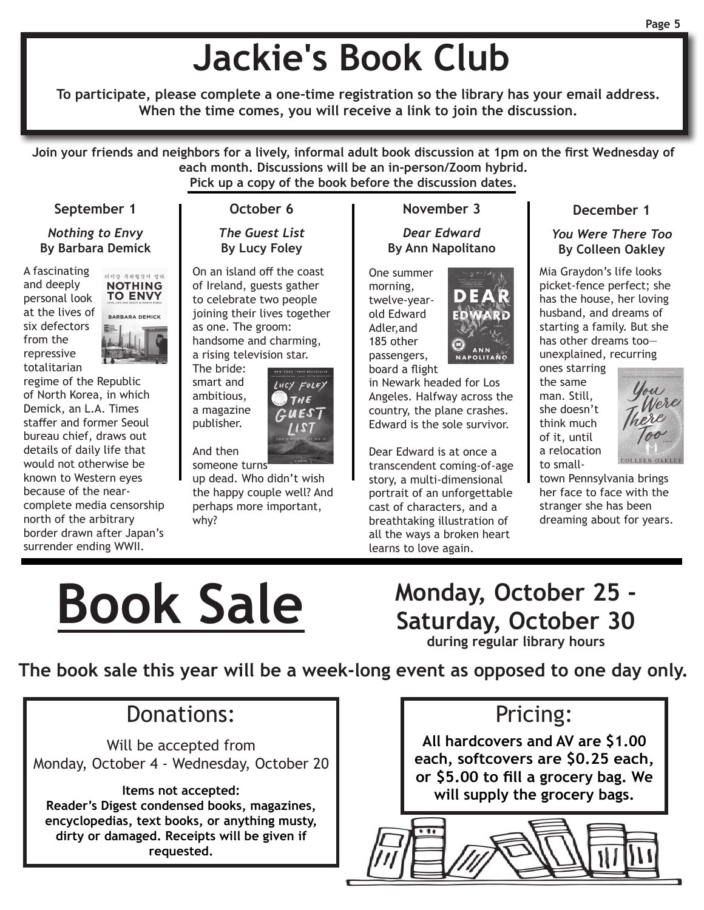# Jackie's Book Club

**To participate, please complete a one-time registration so the library has your email address. When the time comes, you will receive a link to join the discussion.**

**Join your friends and neighbors for a lively, informal adult book discussion at 1pm on the first Wednesday of each month. Discussions will be an in-person/Zoom hybrid.**
**Pick up a copy of the book before the discussion dates.**

### September 1

***Nothing to Envy***
**By Barbara Demick**

A fascinating and deeply personal look at the lives of six defectors from the repressive totalitarian regime of the Republic of North Korea, in which Demick, an L.A. Times staffer and former Seoul bureau chief, draws out details of daily life that would not otherwise be known to Western eyes because of the near-complete media censorship north of the arbitrary border drawn after Japan's surrender ending WWII.

### October 6

***The Guest List***
**By Lucy Foley**

On an island off the coast of Ireland, guests gather to celebrate two people joining their lives together as one. The groom: handsome and charming, a rising television star. The bride: smart and ambitious, a magazine publisher.

And then someone turns up dead. Who didn't wish the happy couple well? And perhaps more important, why?

### November 3

***Dear Edward***
**By Ann Napolitano**

One summer morning, twelve-year-old Edward Adler,and 185 other passengers, board a flight in Newark headed for Los Angeles. Halfway across the country, the plane crashes. Edward is the sole survivor.

Dear Edward is at once a transcendent coming-of-age story, a multi-dimensional portrait of an unforgettable cast of characters, and a breathtaking illustration of all the ways a broken heart learns to love again.

### December 1

***You Were There Too***
**By Colleen Oakley**

Mia Graydon's life looks picket-fence perfect; she has the house, her loving husband, and dreams of starting a family. But she has other dreams too—unexplained, recurring ones starring the same man. Still, she doesn't think much of it, until a relocation to small-town Pennsylvania brings her face to face with the stranger she has been dreaming about for years.

# Book Sale

## Monday, October 25 - Saturday, October 30

**during regular library hours**

**The book sale this year will be a week-long event as opposed to one day only.**

## Donations:

Will be accepted from
Monday, October 4 - Wednesday, October 20

**Items not accepted:**
**Reader's Digest condensed books, magazines, encyclopedias, text books, or anything musty, dirty or damaged. Receipts will be given if requested.**

## Pricing:

**All hardcovers and AV are $1.00 each, softcovers are $0.25 each, or $5.00 to fill a grocery bag. We will supply the grocery bags.**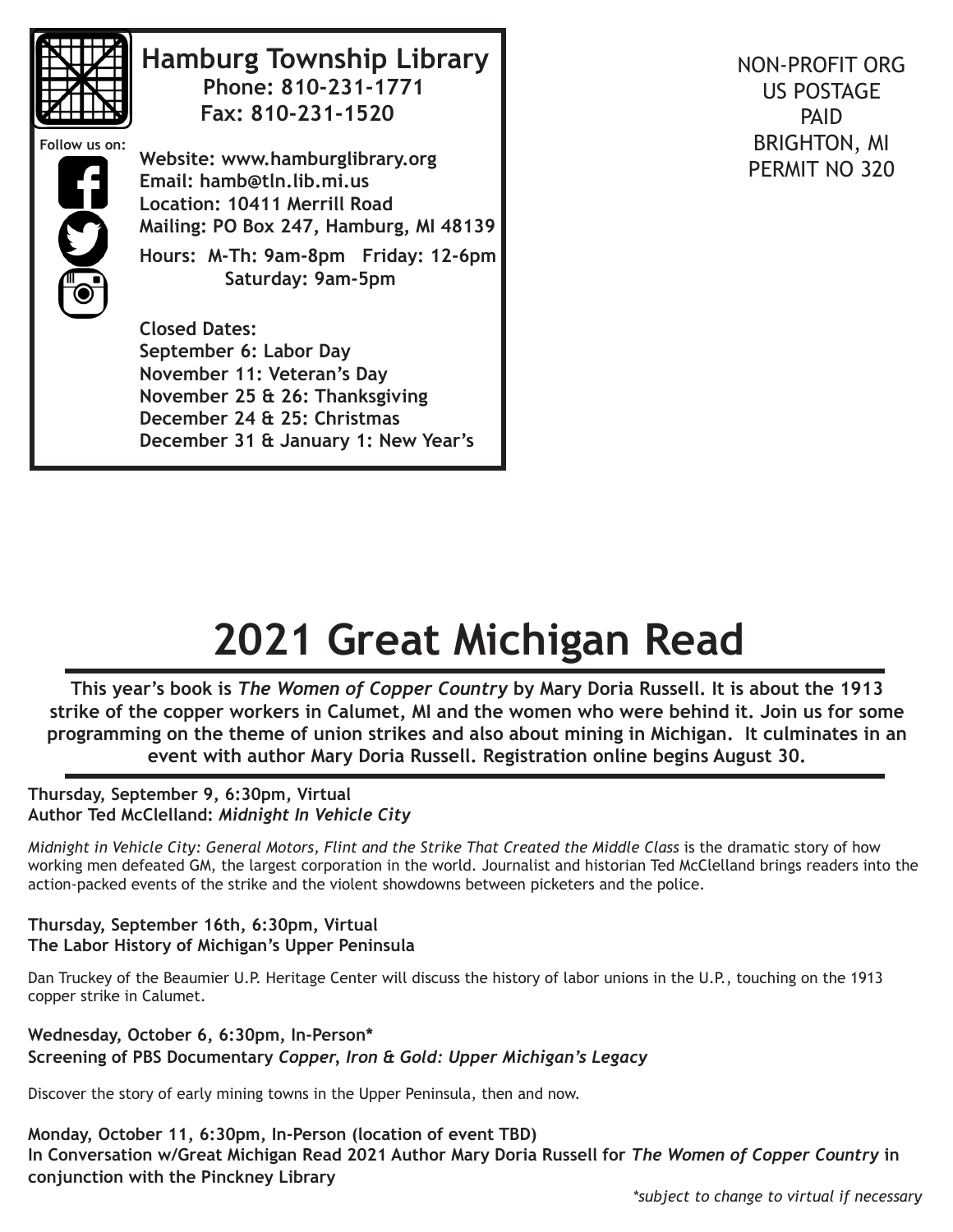**Hamburg Township Library**
**Phone: 810-231-1771**
**Fax: 810-231-1520**

Follow us on:

**Website: www.hamburglibrary.org**
**Email: hamb@tln.lib.mi.us**
**Location: 10411 Merrill Road**
**Mailing: PO Box 247, Hamburg, MI 48139**
**Hours: M-Th: 9am-8pm Friday: 12-6pm**
**Saturday: 9am-5pm**

**Closed Dates:**
**September 6: Labor Day**
**November 11: Veteran's Day**
**November 25 & 26: Thanksgiving**
**December 24 & 25: Christmas**
**December 31 & January 1: New Year's**

NON-PROFIT ORG
US POSTAGE
PAID
BRIGHTON, MI
PERMIT NO 320

# 2021 Great Michigan Read

**This year's book is *The Women of Copper Country* by Mary Doria Russell. It is about the 1913 strike of the copper workers in Calumet, MI and the women who were behind it. Join us for some programming on the theme of union strikes and also about mining in Michigan. It culminates in an event with author Mary Doria Russell. Registration online begins August 30.**

**Thursday, September 9, 6:30pm, Virtual**
**Author Ted McClelland: *Midnight In Vehicle City***

*Midnight in Vehicle City: General Motors, Flint and the Strike That Created the Middle Class* is the dramatic story of how working men defeated GM, the largest corporation in the world. Journalist and historian Ted McClelland brings readers into the action-packed events of the strike and the violent showdowns between picketers and the police.

**Thursday, September 16th, 6:30pm, Virtual**
**The Labor History of Michigan's Upper Peninsula**

Dan Truckey of the Beaumier U.P. Heritage Center will discuss the history of labor unions in the U.P., touching on the 1913 copper strike in Calumet.

**Wednesday, October 6, 6:30pm, In-Person***
**Screening of PBS Documentary *Copper, Iron & Gold: Upper Michigan's Legacy***

Discover the story of early mining towns in the Upper Peninsula, then and now.

**Monday, October 11, 6:30pm, In-Person (location of event TBD)**
**In Conversation w/Great Michigan Read 2021 Author Mary Doria Russell for *The Women of Copper Country* in conjunction with the Pinckney Library**

**subject to change to virtual if necessary*